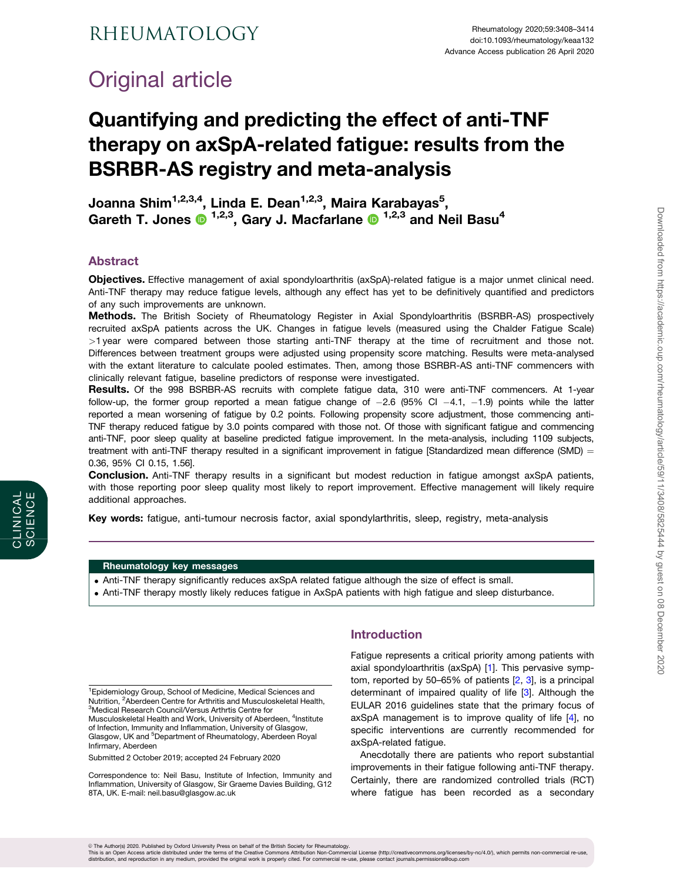# Original article

# Quantifying and predicting the effect of anti-TNF therapy on axSpA-related fatigue: results from the BSRBR-AS registry and meta-analysis

**Joanna Shim[1,2,3,4], Linda E. Dean[1,2,3], Maira Karabayas[5], Gareth T. Jones [1,2,3], Gary J. Macfarlane [1,2,3] and Neil Basu[4]**

## Abstract

**Objectives.** Effective management of axial spondyloarthritis (axSpA)-related fatigue is a major unmet clinical need. Anti-TNF therapy may reduce fatigue levels, although any effect has yet to be definitively quantified and predictors of any such improvements are unknown.

**Methods.** The British Society of Rheumatology Register in Axial Spondyloarthritis (BSRBR-AS) prospectively recruited axSpA patients across the UK. Changes in fatigue levels (measured using the Chalder Fatigue Scale) >1 year were compared between those starting anti-TNF therapy at the time of recruitment and those not. Differences between treatment groups were adjusted using propensity score matching. Results were meta-analysed with the extant literature to calculate pooled estimates. Then, among those BSRBR-AS anti-TNF commencers with clinically relevant fatigue, baseline predictors of response were investigated.

**Results.** Of the 998 BSRBR-AS recruits with complete fatigue data, 310 were anti-TNF commencers. At 1-year follow-up, the former group reported a mean fatigue change of −2.6 (95% CI −4.1, −1.9) points while the latter reported a mean worsening of fatigue by 0.2 points. Following propensity score adjustment, those commencing anti-TNF therapy reduced fatigue by 3.0 points compared with those not. Of those with significant fatigue and commencing anti-TNF, poor sleep quality at baseline predicted fatigue improvement. In the meta-analysis, including 1109 subjects, treatment with anti-TNF therapy resulted in a significant improvement in fatigue [Standardized mean difference (SMD) = 0.36, 95% CI 0.15, 1.56].

**Conclusion.** Anti-TNF therapy results in a significant but modest reduction in fatigue amongst axSpA patients, with those reporting poor sleep quality most likely to report improvement. Effective management will likely require additional approaches.

**Key words:** fatigue, anti-tumour necrosis factor, axial spondylarthritis, sleep, registry, meta-analysis

**Rheumatology key messages**

- Anti-TNF therapy significantly reduces axSpA related fatigue although the size of effect is small.
- Anti-TNF therapy mostly likely reduces fatigue in AxSpA patients with high fatigue and sleep disturbance.

## Introduction

Fatigue represents a critical priority among patients with axial spondyloarthritis (axSpA) [1]. This pervasive symptom, reported by 50–65% of patients [2, 3], is a principal determinant of impaired quality of life [3]. Although the EULAR 2016 guidelines state that the primary focus of axSpA management is to improve quality of life [4], no specific interventions are currently recommended for axSpA-related fatigue.

Anecdotally there are patients who report substantial improvements in their fatigue following anti-TNF therapy. Certainly, there are randomized controlled trials (RCT) where fatigue has been recorded as a secondary

[1]Epidemiology Group, School of Medicine, Medical Sciences and Nutrition, [2]Aberdeen Centre for Arthritis and Musculoskeletal Health, [3]Medical Research Council/Versus Arthrtis Centre for Musculoskeletal Health and Work, University of Aberdeen, [4]Institute of Infection, Immunity and Inflammation, University of Glasgow, Glasgow, UK and [5]Department of Rheumatology, Aberdeen Royal Infirmary, Aberdeen

Submitted 2 October 2019; accepted 24 February 2020

Correspondence to: Neil Basu, Institute of Infection, Immunity and Inflammation, University of Glasgow, Sir Graeme Davies Building, G12 8TA, UK. E-mail: neil.basu@glasgow.ac.uk

© The Author(s) 2020. Published by Oxford University Press on behalf of the British Society for Rheumatology.
This is an Open Access article distributed under the terms of the Creative Commons Attribution Non-Commercial License (http://creativecommons.org/licenses/by-nc/4.0/), which permits non-commercial re-use, distribution, and reproduction in any medium, provided the original work is properly cited. For commercial re-use, please contact journals.permissions@oup.com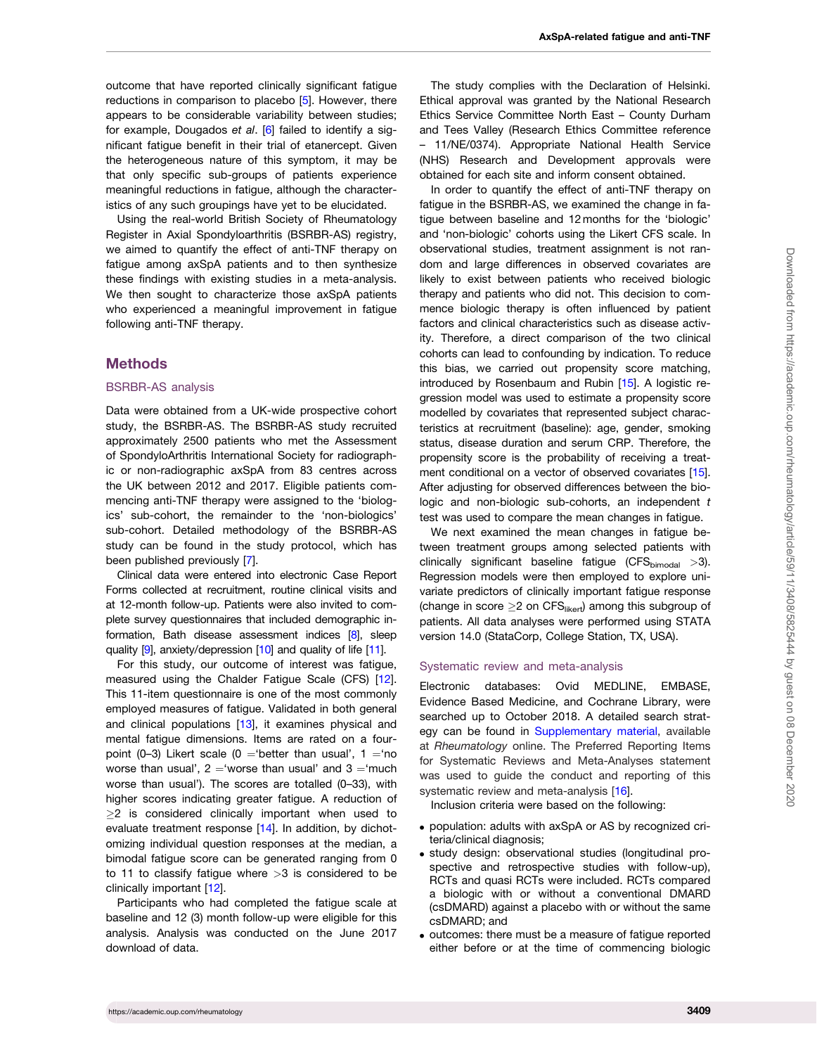outcome that have reported clinically significant fatigue reductions in comparison to placebo [5]. However, there appears to be considerable variability between studies; for example, Dougados *et al*. [6] failed to identify a significant fatigue benefit in their trial of etanercept. Given the heterogeneous nature of this symptom, it may be that only specific sub-groups of patients experience meaningful reductions in fatigue, although the characteristics of any such groupings have yet to be elucidated.

Using the real-world British Society of Rheumatology Register in Axial Spondyloarthritis (BSRBR-AS) registry, we aimed to quantify the effect of anti-TNF therapy on fatigue among axSpA patients and to then synthesize these findings with existing studies in a meta-analysis. We then sought to characterize those axSpA patients who experienced a meaningful improvement in fatigue following anti-TNF therapy.

## Methods

### BSRBR-AS analysis

Data were obtained from a UK-wide prospective cohort study, the BSRBR-AS. The BSRBR-AS study recruited approximately 2500 patients who met the Assessment of SpondyloArthritis International Society for radiographic or non-radiographic axSpA from 83 centres across the UK between 2012 and 2017. Eligible patients commencing anti-TNF therapy were assigned to the 'biologics' sub-cohort, the remainder to the 'non-biologics' sub-cohort. Detailed methodology of the BSRBR-AS study can be found in the study protocol, which has been published previously [7].

Clinical data were entered into electronic Case Report Forms collected at recruitment, routine clinical visits and at 12-month follow-up. Patients were also invited to complete survey questionnaires that included demographic information, Bath disease assessment indices [8], sleep quality [9], anxiety/depression [10] and quality of life [11].

For this study, our outcome of interest was fatigue, measured using the Chalder Fatigue Scale (CFS) [12]. This 11-item questionnaire is one of the most commonly employed measures of fatigue. Validated in both general and clinical populations [13], it examines physical and mental fatigue dimensions. Items are rated on a four-point (0–3) Likert scale (0 ='better than usual', 1 ='no worse than usual', 2 ='worse than usual' and 3 ='much worse than usual'). The scores are totalled (0–33), with higher scores indicating greater fatigue. A reduction of $\geq 2$ is considered clinically important when used to evaluate treatment response [14]. In addition, by dichotomizing individual question responses at the median, a bimodal fatigue score can be generated ranging from 0 to 11 to classify fatigue where $>3$ is considered to be clinically important [12].

Participants who had completed the fatigue scale at baseline and 12 (3) month follow-up were eligible for this analysis. Analysis was conducted on the June 2017 download of data.

The study complies with the Declaration of Helsinki. Ethical approval was granted by the National Research Ethics Service Committee North East – County Durham and Tees Valley (Research Ethics Committee reference – 11/NE/0374). Appropriate National Health Service (NHS) Research and Development approvals were obtained for each site and inform consent obtained.

In order to quantify the effect of anti-TNF therapy on fatigue in the BSRBR-AS, we examined the change in fatigue between baseline and 12 months for the 'biologic' and 'non-biologic' cohorts using the Likert CFS scale. In observational studies, treatment assignment is not random and large differences in observed covariates are likely to exist between patients who received biologic therapy and patients who did not. This decision to commence biologic therapy is often influenced by patient factors and clinical characteristics such as disease activity. Therefore, a direct comparison of the two clinical cohorts can lead to confounding by indication. To reduce this bias, we carried out propensity score matching, introduced by Rosenbaum and Rubin [15]. A logistic regression model was used to estimate a propensity score modelled by covariates that represented subject characteristics at recruitment (baseline): age, gender, smoking status, disease duration and serum CRP. Therefore, the propensity score is the probability of receiving a treatment conditional on a vector of observed covariates [15]. After adjusting for observed differences between the biologic and non-biologic sub-cohorts, an independent *t* test was used to compare the mean changes in fatigue.

We next examined the mean changes in fatigue between treatment groups among selected patients with clinically significant baseline fatigue ($CFS_{bimodal} > 3$). Regression models were then employed to explore univariate predictors of clinically important fatigue response (change in score $\geq 2$ on $CFS_{likert}$) among this subgroup of patients. All data analyses were performed using STATA version 14.0 (StataCorp, College Station, TX, USA).

### Systematic review and meta-analysis

Electronic databases: Ovid MEDLINE, EMBASE, Evidence Based Medicine, and Cochrane Library, were searched up to October 2018. A detailed search strategy can be found in Supplementary material, available at *Rheumatology* online. The Preferred Reporting Items for Systematic Reviews and Meta-Analyses statement was used to guide the conduct and reporting of this systematic review and meta-analysis [16].

Inclusion criteria were based on the following:

- population: adults with axSpA or AS by recognized criteria/clinical diagnosis;
- study design: observational studies (longitudinal prospective and retrospective studies with follow-up), RCTs and quasi RCTs were included. RCTs compared a biologic with or without a conventional DMARD (csDMARD) against a placebo with or without the same csDMARD; and
- outcomes: there must be a measure of fatigue reported either before or at the time of commencing biologic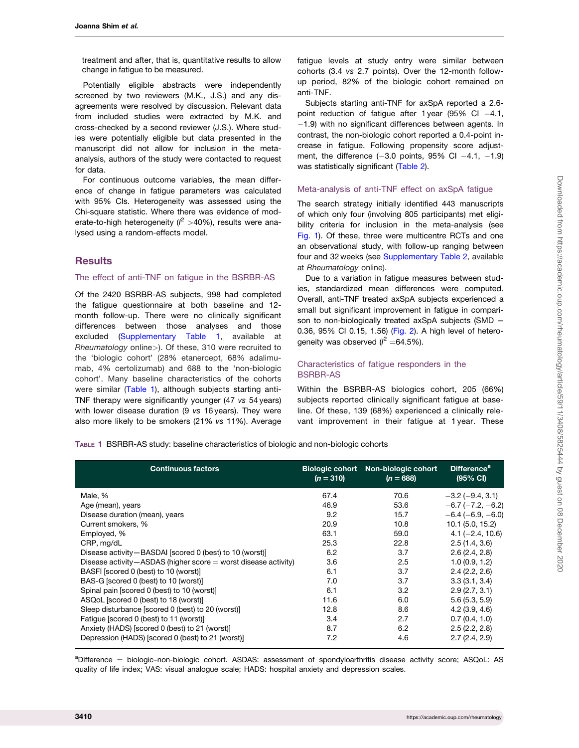treatment and after, that is, quantitative results to allow change in fatigue to be measured.

Potentially eligible abstracts were independently screened by two reviewers (M.K., J.S.) and any disagreements were resolved by discussion. Relevant data from included studies were extracted by M.K. and cross-checked by a second reviewer (J.S.). Where studies were potentially eligible but data presented in the manuscript did not allow for inclusion in the meta-analysis, authors of the study were contacted to request for data.

For continuous outcome variables, the mean difference of change in fatigue parameters was calculated with 95% CIs. Heterogeneity was assessed using the Chi-square statistic. Where there was evidence of moderate-to-high heterogeneity ($I^2$ >40%), results were analysed using a random-effects model.

## Results

### The effect of anti-TNF on fatigue in the BSRBR-AS

Of the 2420 BSRBR-AS subjects, 998 had completed the fatigue questionnaire at both baseline and 12-month follow-up. There were no clinically significant differences between those analyses and those excluded (Supplementary Table 1, available at *Rheumatology* online>). Of these, 310 were recruited to the 'biologic cohort' (28% etanercept, 68% adalimumab, 4% certolizumab) and 688 to the 'non-biologic cohort'. Many baseline characteristics of the cohorts were similar (Table 1), although subjects starting anti-TNF therapy were significantly younger (47 *vs* 54 years) with lower disease duration (9 *vs* 16 years). They were also more likely to be smokers (21% *vs* 11%). Average fatigue levels at study entry were similar between cohorts (3.4 *vs* 2.7 points). Over the 12-month follow-up period, 82% of the biologic cohort remained on anti-TNF.

Subjects starting anti-TNF for axSpA reported a 2.6-point reduction of fatigue after 1 year (95% CI −4.1, −1.9) with no significant differences between agents. In contrast, the non-biologic cohort reported a 0.4-point increase in fatigue. Following propensity score adjustment, the difference (−3.0 points, 95% CI −4.1, −1.9) was statistically significant (Table 2).

### Meta-analysis of anti-TNF effect on axSpA fatigue

The search strategy initially identified 443 manuscripts of which only four (involving 805 participants) met eligibility criteria for inclusion in the meta-analysis (see Fig. 1). Of these, three were multicentre RCTs and one an observational study, with follow-up ranging between four and 32 weeks (see Supplementary Table 2, available at *Rheumatology* online).

Due to a variation in fatigue measures between studies, standardized mean differences were computed. Overall, anti-TNF treated axSpA subjects experienced a small but significant improvement in fatigue in comparison to non-biologically treated axSpA subjects (SMD = 0.36, 95% CI 0.15, 1.56) (Fig. 2). A high level of heterogeneity was observed ($I^2$ =64.5%).

### Characteristics of fatigue responders in the BSRBR-AS

Within the BSRBR-AS biologics cohort, 205 (66%) subjects reported clinically significant fatigue at baseline. Of these, 139 (68%) experienced a clinically relevant improvement in their fatigue at 1 year. These

**Table 1** BSRBR-AS study: baseline characteristics of biologic and non-biologic cohorts

| Continuous factors | Biologic cohort ($n$ = 310) | Non-biologic cohort ($n$ = 688) | Difference[a] (95% CI) |
|---|---|---|---|
| Male, % | 67.4 | 70.6 | −3.2 (−9.4, 3.1) |
| Age (mean), years | 46.9 | 53.6 | −6.7 (−7.2, −6.2) |
| Disease duration (mean), years | 9.2 | 15.7 | −6.4 (−6.9, −6.0) |
| Current smokers, % | 20.9 | 10.8 | 10.1 (5.0, 15.2) |
| Employed, % | 63.1 | 59.0 | 4.1 (−2.4, 10.6) |
| CRP, mg/dL | 25.3 | 22.8 | 2.5 (1.4, 3.6) |
| Disease activity—BASDAI [scored 0 (best) to 10 (worst)] | 6.2 | 3.7 | 2.6 (2.4, 2.8) |
| Disease activity—ASDAS (higher score = worst disease activity) | 3.6 | 2.5 | 1.0 (0.9, 1.2) |
| BASFI [scored 0 (best) to 10 (worst)] | 6.1 | 3.7 | 2.4 (2.2, 2.6) |
| BAS-G [scored 0 (best) to 10 (worst)] | 7.0 | 3.7 | 3.3 (3.1, 3.4) |
| Spinal pain [scored 0 (best) to 10 (worst)] | 6.1 | 3.2 | 2.9 (2.7, 3.1) |
| ASQoL [scored 0 (best) to 18 (worst)] | 11.6 | 6.0 | 5.6 (5.3, 5.9) |
| Sleep disturbance [scored 0 (best) to 20 (worst)] | 12.8 | 8.6 | 4.2 (3.9, 4.6) |
| Fatigue [scored 0 (best) to 11 (worst)] | 3.4 | 2.7 | 0.7 (0.4, 1.0) |
| Anxiety (HADS) [scored 0 (best) to 21 (worst)] | 8.7 | 6.2 | 2.5 (2.2, 2.8) |
| Depression (HADS) [scored 0 (best) to 21 (worst)] | 7.2 | 4.6 | 2.7 (2.4, 2.9) |

[a]Difference = biologic–non-biologic cohort. ASDAS: assessment of spondyloarthritis disease activity score; ASQoL: AS quality of life index; VAS: visual analogue scale; HADS: hospital anxiety and depression scales.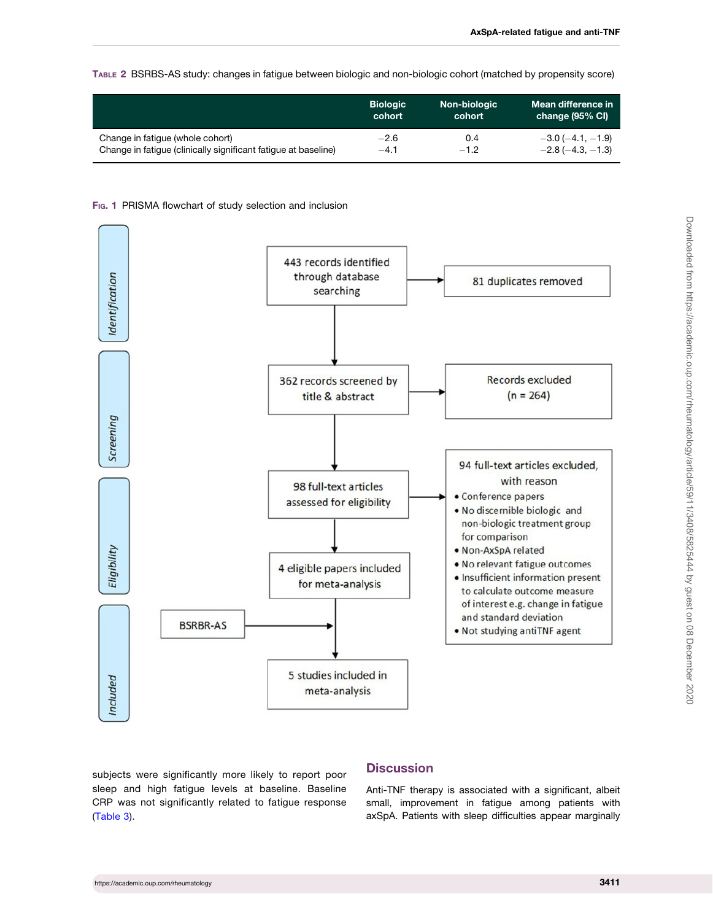TABLE 2 BSRBS-AS study: changes in fatigue between biologic and non-biologic cohort (matched by propensity score)

| | Biologic cohort | Non-biologic cohort | Mean difference in change (95% CI) |
|---|---|---|---|
| Change in fatigue (whole cohort) | −2.6 | 0.4 | −3.0 (−4.1, −1.9) |
| Change in fatigue (clinically significant fatigue at baseline) | −4.1 | −1.2 | −2.8 (−4.3, −1.3) |

FIG. 1 PRISMA flowchart of study selection and inclusion

Identification: 443 records identified through database searching → 81 duplicates removed

Screening: 362 records screened by title & abstract → Records excluded (n = 264)

Eligibility: 98 full-text articles assessed for eligibility → 94 full-text articles excluded, with reason
- Conference papers
- No discernible biologic and non-biologic treatment group for comparison
- Non-AxSpA related
- No relevant fatigue outcomes
- Insufficient information present to calculate outcome measure of interest e.g. change in fatigue and standard deviation
- Not studying antiTNF agent

4 eligible papers included for meta-analysis

Included: BSRBR-AS → 5 studies included in meta-analysis

subjects were significantly more likely to report poor sleep and high fatigue levels at baseline. Baseline CRP was not significantly related to fatigue response (Table 3).

## Discussion

Anti-TNF therapy is associated with a significant, albeit small, improvement in fatigue among patients with axSpA. Patients with sleep difficulties appear marginally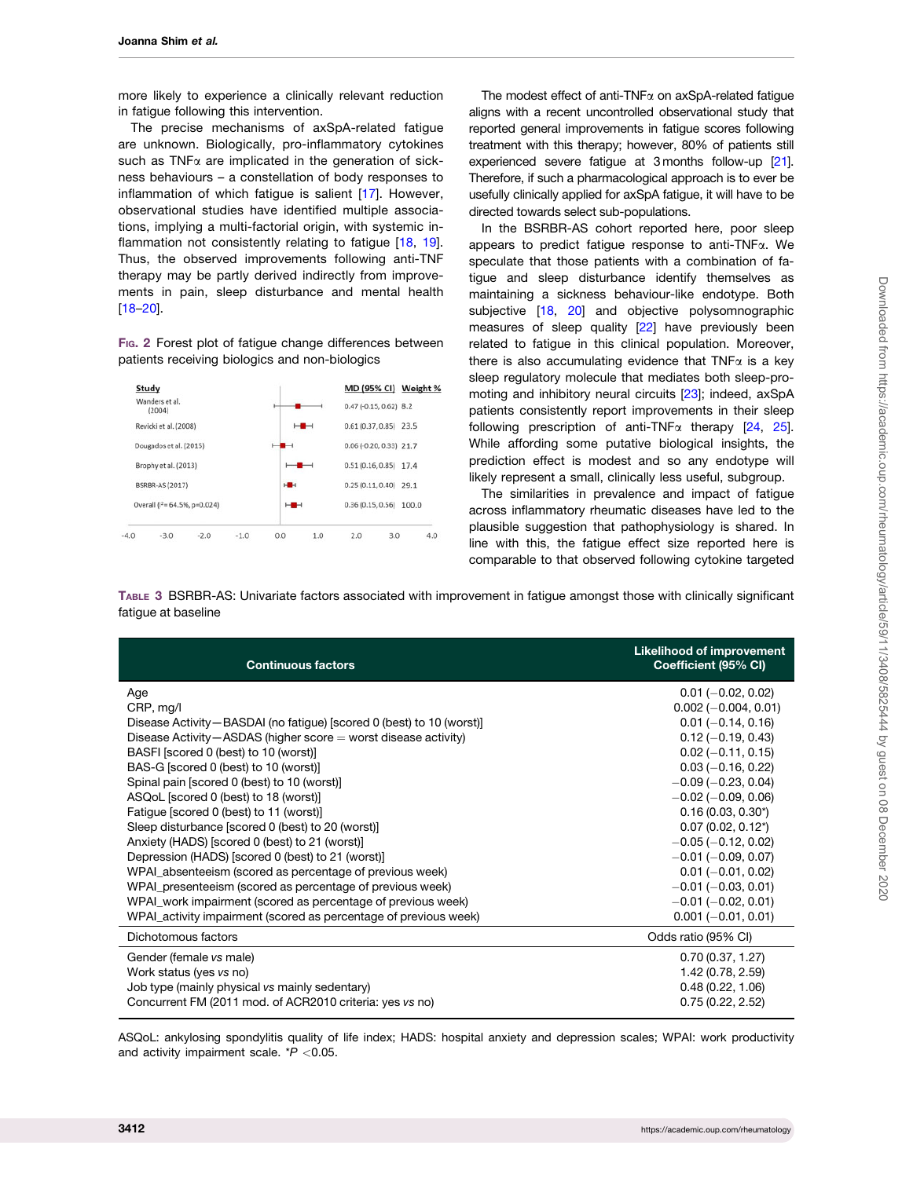more likely to experience a clinically relevant reduction in fatigue following this intervention.

The precise mechanisms of axSpA-related fatigue are unknown. Biologically, pro-inflammatory cytokines such as TNFα are implicated in the generation of sickness behaviours – a constellation of body responses to inflammation of which fatigue is salient [17]. However, observational studies have identified multiple associations, implying a multi-factorial origin, with systemic inflammation not consistently relating to fatigue [18, 19]. Thus, the observed improvements following anti-TNF therapy may be partly derived indirectly from improvements in pain, sleep disturbance and mental health [18–20].

Fig. 2 Forest plot of fatigue change differences between patients receiving biologics and non-biologics

| Study | MD (95% CI) | Weight % |
|---|---|---|
| Wanders et al. (2004) | 0.47 (-0.15, 0.62) | 8.2 |
| Revicki et al. (2008) | 0.61 (0.37, 0.85) | 23.5 |
| Dougados et al. (2015) | 0.06 (-0.20, 0.33) | 21.7 |
| Brophy et al. (2013) | 0.51 (0.16, 0.85) | 17.4 |
| BSRBR-AS (2017) | 0.25 (0.11, 0.40) | 29.1 |
| Overall (I²= 64.5%, p=0.024) | 0.36 (0.15, 0.56) | 100.0 |

The modest effect of anti-TNFα on axSpA-related fatigue aligns with a recent uncontrolled observational study that reported general improvements in fatigue scores following treatment with this therapy; however, 80% of patients still experienced severe fatigue at 3 months follow-up [21]. Therefore, if such a pharmacological approach is to ever be usefully clinically applied for axSpA fatigue, it will have to be directed towards select sub-populations.

In the BSRBR-AS cohort reported here, poor sleep appears to predict fatigue response to anti-TNFα. We speculate that those patients with a combination of fatigue and sleep disturbance identify themselves as maintaining a sickness behaviour-like endotype. Both subjective [18, 20] and objective polysomnographic measures of sleep quality [22] have previously been related to fatigue in this clinical population. Moreover, there is also accumulating evidence that TNFα is a key sleep regulatory molecule that mediates both sleep-promoting and inhibitory neural circuits [23]; indeed, axSpA patients consistently report improvements in their sleep following prescription of anti-TNFα therapy [24, 25]. While affording some putative biological insights, the prediction effect is modest and so any endotype will likely represent a small, clinically less useful, subgroup.

The similarities in prevalence and impact of fatigue across inflammatory rheumatic diseases have led to the plausible suggestion that pathophysiology is shared. In line with this, the fatigue effect size reported here is comparable to that observed following cytokine targeted

Table 3 BSRBR-AS: Univariate factors associated with improvement in fatigue amongst those with clinically significant fatigue at baseline

| Continuous factors | Likelihood of improvement Coefficient (95% CI) |
|---|---|
| Age | 0.01 (−0.02, 0.02) |
| CRP, mg/l | 0.002 (−0.004, 0.01) |
| Disease Activity—BASDAI (no fatigue) [scored 0 (best) to 10 (worst)] | 0.01 (−0.14, 0.16) |
| Disease Activity—ASDAS (higher score = worst disease activity) | 0.12 (−0.19, 0.43) |
| BASFI [scored 0 (best) to 10 (worst)] | 0.02 (−0.11, 0.15) |
| BAS-G [scored 0 (best) to 10 (worst)] | 0.03 (−0.16, 0.22) |
| Spinal pain [scored 0 (best) to 10 (worst)] | −0.09 (−0.23, 0.04) |
| ASQoL [scored 0 (best) to 18 (worst)] | −0.02 (−0.09, 0.06) |
| Fatigue [scored 0 (best) to 11 (worst)] | 0.16 (0.03, 0.30*) |
| Sleep disturbance [scored 0 (best) to 20 (worst)] | 0.07 (0.02, 0.12*) |
| Anxiety (HADS) [scored 0 (best) to 21 (worst)] | −0.05 (−0.12, 0.02) |
| Depression (HADS) [scored 0 (best) to 21 (worst)] | −0.01 (−0.09, 0.07) |
| WPAI_absenteeism (scored as percentage of previous week) | 0.01 (−0.01, 0.02) |
| WPAI_presenteeism (scored as percentage of previous week) | −0.01 (−0.03, 0.01) |
| WPAI_work impairment (scored as percentage of previous week) | −0.01 (−0.02, 0.01) |
| WPAI_activity impairment (scored as percentage of previous week) | 0.001 (−0.01, 0.01) |
| **Dichotomous factors** | **Odds ratio (95% CI)** |
| Gender (female *vs* male) | 0.70 (0.37, 1.27) |
| Work status (yes *vs* no) | 1.42 (0.78, 2.59) |
| Job type (mainly physical *vs* mainly sedentary) | 0.48 (0.22, 1.06) |
| Concurrent FM (2011 mod. of ACR2010 criteria: yes *vs* no) | 0.75 (0.22, 2.52) |

ASQoL: ankylosing spondylitis quality of life index; HADS: hospital anxiety and depression scales; WPAI: work productivity and activity impairment scale. *$P < 0.05$.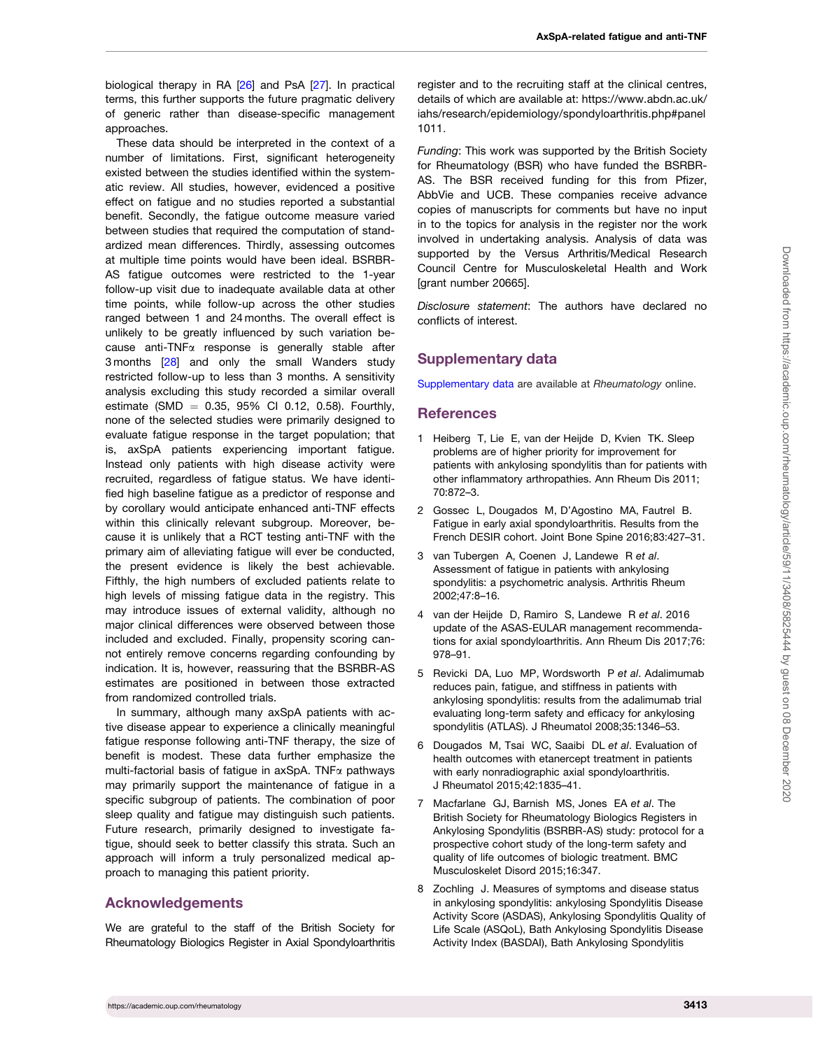biological therapy in RA [26] and PsA [27]. In practical terms, this further supports the future pragmatic delivery of generic rather than disease-specific management approaches.

These data should be interpreted in the context of a number of limitations. First, significant heterogeneity existed between the studies identified within the systematic review. All studies, however, evidenced a positive effect on fatigue and no studies reported a substantial benefit. Secondly, the fatigue outcome measure varied between studies that required the computation of standardized mean differences. Thirdly, assessing outcomes at multiple time points would have been ideal. BSRBR-AS fatigue outcomes were restricted to the 1-year follow-up visit due to inadequate available data at other time points, while follow-up across the other studies ranged between 1 and 24 months. The overall effect is unlikely to be greatly influenced by such variation because anti-TNFα response is generally stable after 3 months [28] and only the small Wanders study restricted follow-up to less than 3 months. A sensitivity analysis excluding this study recorded a similar overall estimate (SMD = 0.35, 95% CI 0.12, 0.58). Fourthly, none of the selected studies were primarily designed to evaluate fatigue response in the target population; that is, axSpA patients experiencing important fatigue. Instead only patients with high disease activity were recruited, regardless of fatigue status. We have identified high baseline fatigue as a predictor of response and by corollary would anticipate enhanced anti-TNF effects within this clinically relevant subgroup. Moreover, because it is unlikely that a RCT testing anti-TNF with the primary aim of alleviating fatigue will ever be conducted, the present evidence is likely the best achievable. Fifthly, the high numbers of excluded patients relate to high levels of missing fatigue data in the registry. This may introduce issues of external validity, although no major clinical differences were observed between those included and excluded. Finally, propensity scoring cannot entirely remove concerns regarding confounding by indication. It is, however, reassuring that the BSRBR-AS estimates are positioned in between those extracted from randomized controlled trials.

In summary, although many axSpA patients with active disease appear to experience a clinically meaningful fatigue response following anti-TNF therapy, the size of benefit is modest. These data further emphasize the multi-factorial basis of fatigue in axSpA. TNFα pathways may primarily support the maintenance of fatigue in a specific subgroup of patients. The combination of poor sleep quality and fatigue may distinguish such patients. Future research, primarily designed to investigate fatigue, should seek to better classify this strata. Such an approach will inform a truly personalized medical approach to managing this patient priority.

## Acknowledgements

We are grateful to the staff of the British Society for Rheumatology Biologics Register in Axial Spondyloarthritis register and to the recruiting staff at the clinical centres, details of which are available at: https://www.abdn.ac.uk/iahs/research/epidemiology/spondyloarthritis.php#panel1011.

*Funding*: This work was supported by the British Society for Rheumatology (BSR) who have funded the BSRBR-AS. The BSR received funding for this from Pfizer, AbbVie and UCB. These companies receive advance copies of manuscripts for comments but have no input in to the topics for analysis in the register nor the work involved in undertaking analysis. Analysis of data was supported by the Versus Arthritis/Medical Research Council Centre for Musculoskeletal Health and Work [grant number 20665].

*Disclosure statement*: The authors have declared no conflicts of interest.

## Supplementary data

Supplementary data are available at *Rheumatology* online.

## References

1. Heiberg T, Lie E, van der Heijde D, Kvien TK. Sleep problems are of higher priority for improvement for patients with ankylosing spondylitis than for patients with other inflammatory arthropathies. Ann Rheum Dis 2011;70:872–3.
2. Gossec L, Dougados M, D'Agostino MA, Fautrel B. Fatigue in early axial spondyloarthritis. Results from the French DESIR cohort. Joint Bone Spine 2016;83:427–31.
3. van Tubergen A, Coenen J, Landewe R *et al*. Assessment of fatigue in patients with ankylosing spondylitis: a psychometric analysis. Arthritis Rheum 2002;47:8–16.
4. van der Heijde D, Ramiro S, Landewe R *et al*. 2016 update of the ASAS-EULAR management recommendations for axial spondyloarthritis. Ann Rheum Dis 2017;76:978–91.
5. Revicki DA, Luo MP, Wordsworth P *et al*. Adalimumab reduces pain, fatigue, and stiffness in patients with ankylosing spondylitis: results from the adalimumab trial evaluating long-term safety and efficacy for ankylosing spondylitis (ATLAS). J Rheumatol 2008;35:1346–53.
6. Dougados M, Tsai WC, Saaibi DL *et al*. Evaluation of health outcomes with etanercept treatment in patients with early nonradiographic axial spondyloarthritis. J Rheumatol 2015;42:1835–41.
7. Macfarlane GJ, Barnish MS, Jones EA *et al*. The British Society for Rheumatology Biologics Registers in Ankylosing Spondylitis (BSRBR-AS) study: protocol for a prospective cohort study of the long-term safety and quality of life outcomes of biologic treatment. BMC Musculoskelet Disord 2015;16:347.
8. Zochling J. Measures of symptoms and disease status in ankylosing spondylitis: ankylosing Spondylitis Disease Activity Score (ASDAS), Ankylosing Spondylitis Quality of Life Scale (ASQoL), Bath Ankylosing Spondylitis Disease Activity Index (BASDAI), Bath Ankylosing Spondylitis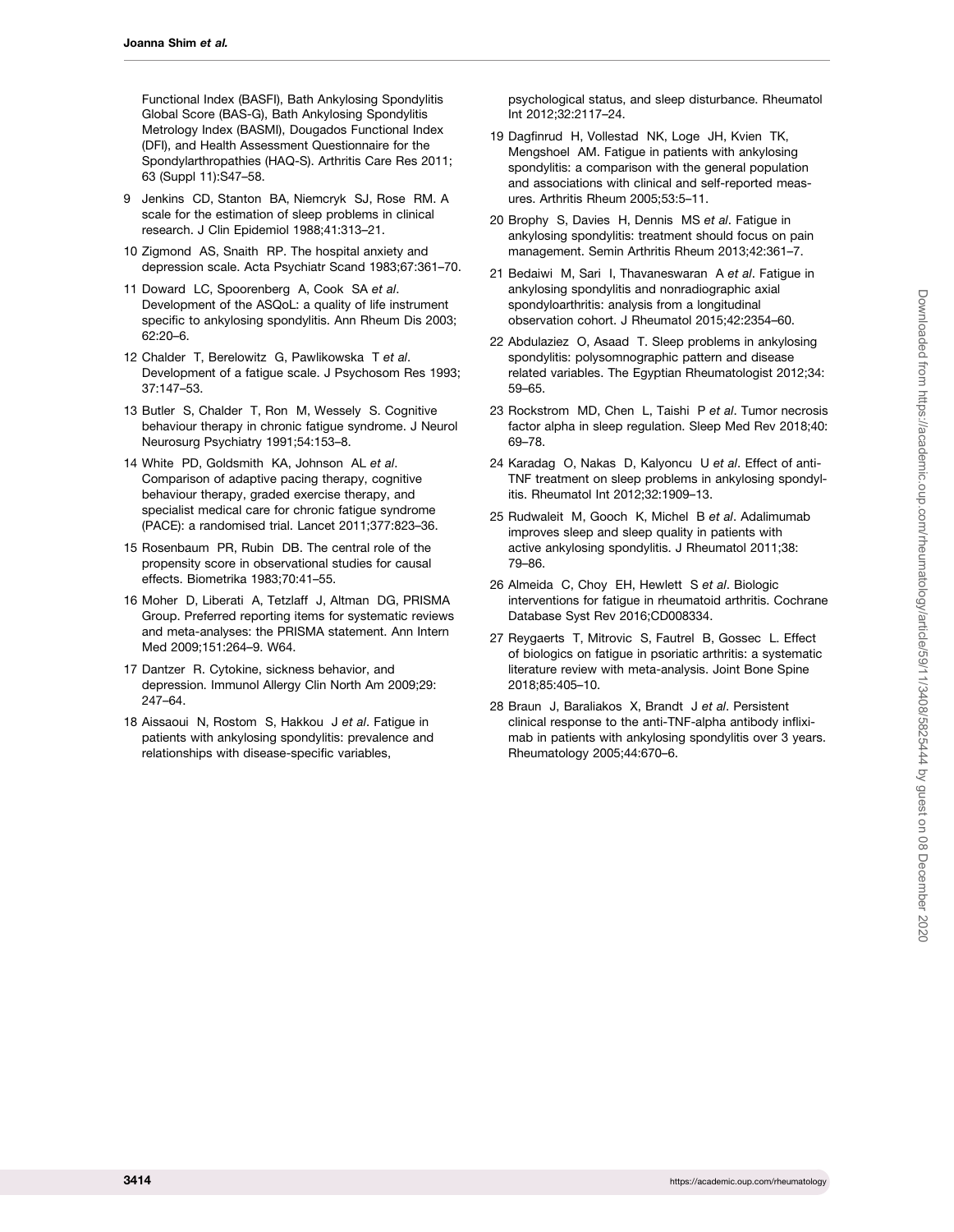Functional Index (BASFI), Bath Ankylosing Spondylitis Global Score (BAS-G), Bath Ankylosing Spondylitis Metrology Index (BASMI), Dougados Functional Index (DFI), and Health Assessment Questionnaire for the Spondylarthropathies (HAQ-S). Arthritis Care Res 2011; 63 (Suppl 11):S47–58.

9 Jenkins CD, Stanton BA, Niemcryk SJ, Rose RM. A scale for the estimation of sleep problems in clinical research. J Clin Epidemiol 1988;41:313–21.

10 Zigmond AS, Snaith RP. The hospital anxiety and depression scale. Acta Psychiatr Scand 1983;67:361–70.

11 Doward LC, Spoorenberg A, Cook SA *et al*. Development of the ASQoL: a quality of life instrument specific to ankylosing spondylitis. Ann Rheum Dis 2003; 62:20–6.

12 Chalder T, Berelowitz G, Pawlikowska T *et al*. Development of a fatigue scale. J Psychosom Res 1993; 37:147–53.

13 Butler S, Chalder T, Ron M, Wessely S. Cognitive behaviour therapy in chronic fatigue syndrome. J Neurol Neurosurg Psychiatry 1991;54:153–8.

14 White PD, Goldsmith KA, Johnson AL *et al*. Comparison of adaptive pacing therapy, cognitive behaviour therapy, graded exercise therapy, and specialist medical care for chronic fatigue syndrome (PACE): a randomised trial. Lancet 2011;377:823–36.

15 Rosenbaum PR, Rubin DB. The central role of the propensity score in observational studies for causal effects. Biometrika 1983;70:41–55.

16 Moher D, Liberati A, Tetzlaff J, Altman DG, PRISMA Group. Preferred reporting items for systematic reviews and meta-analyses: the PRISMA statement. Ann Intern Med 2009;151:264–9. W64.

17 Dantzer R. Cytokine, sickness behavior, and depression. Immunol Allergy Clin North Am 2009;29: 247–64.

18 Aissaoui N, Rostom S, Hakkou J *et al*. Fatigue in patients with ankylosing spondylitis: prevalence and relationships with disease-specific variables, psychological status, and sleep disturbance. Rheumatol Int 2012;32:2117–24.

19 Dagfinrud H, Vollestad NK, Loge JH, Kvien TK, Mengshoel AM. Fatigue in patients with ankylosing spondylitis: a comparison with the general population and associations with clinical and self-reported measures. Arthritis Rheum 2005;53:5–11.

20 Brophy S, Davies H, Dennis MS *et al*. Fatigue in ankylosing spondylitis: treatment should focus on pain management. Semin Arthritis Rheum 2013;42:361–7.

21 Bedaiwi M, Sari I, Thavaneswaran A *et al*. Fatigue in ankylosing spondylitis and nonradiographic axial spondyloarthritis: analysis from a longitudinal observation cohort. J Rheumatol 2015;42:2354–60.

22 Abdulaziez O, Asaad T. Sleep problems in ankylosing spondylitis: polysomnographic pattern and disease related variables. The Egyptian Rheumatologist 2012;34: 59–65.

23 Rockstrom MD, Chen L, Taishi P *et al*. Tumor necrosis factor alpha in sleep regulation. Sleep Med Rev 2018;40: 69–78.

24 Karadag O, Nakas D, Kalyoncu U *et al*. Effect of anti-TNF treatment on sleep problems in ankylosing spondylitis. Rheumatol Int 2012;32:1909–13.

25 Rudwaleit M, Gooch K, Michel B *et al*. Adalimumab improves sleep and sleep quality in patients with active ankylosing spondylitis. J Rheumatol 2011;38: 79–86.

26 Almeida C, Choy EH, Hewlett S *et al*. Biologic interventions for fatigue in rheumatoid arthritis. Cochrane Database Syst Rev 2016;CD008334.

27 Reygaerts T, Mitrovic S, Fautrel B, Gossec L. Effect of biologics on fatigue in psoriatic arthritis: a systematic literature review with meta-analysis. Joint Bone Spine 2018;85:405–10.

28 Braun J, Baraliakos X, Brandt J *et al*. Persistent clinical response to the anti-TNF-alpha antibody infliximab in patients with ankylosing spondylitis over 3 years. Rheumatology 2005;44:670–6.